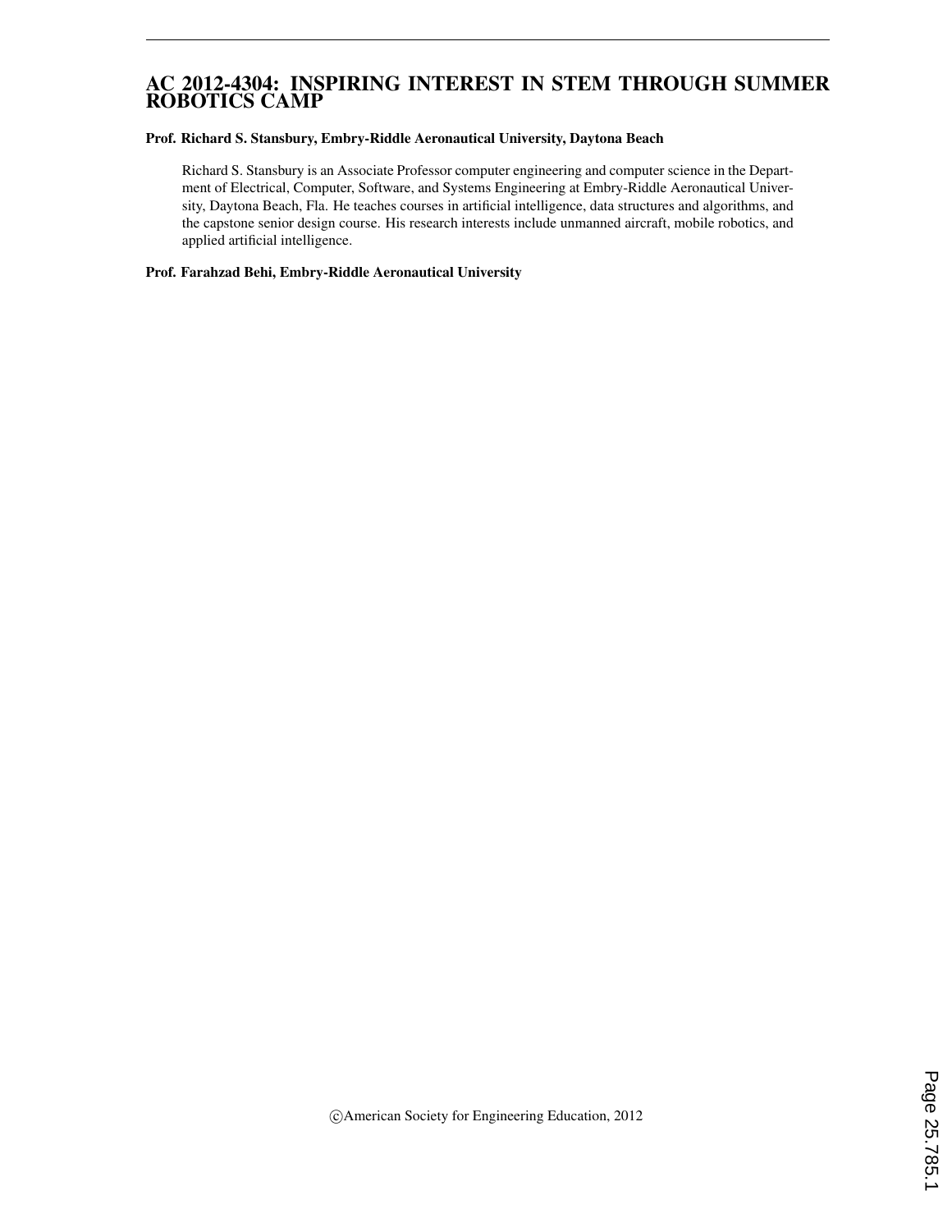# AC 2012-4304: INSPIRING INTEREST IN STEM THROUGH SUMMER ROBOTICS CAMP

**Prof. Richard S. Stansbury, Embry-Riddle Aeronautical University, Daytona Beach**

Richard S. Stansbury is an Associate Professor computer engineering and computer science in the Department of Electrical, Computer, Software, and Systems Engineering at Embry-Riddle Aeronautical University, Daytona Beach, Fla. He teaches courses in artificial intelligence, data structures and algorithms, and the capstone senior design course. His research interests include unmanned aircraft, mobile robotics, and applied artificial intelligence.

**Prof. Farahzad Behi, Embry-Riddle Aeronautical University**

©American Society for Engineering Education, 2012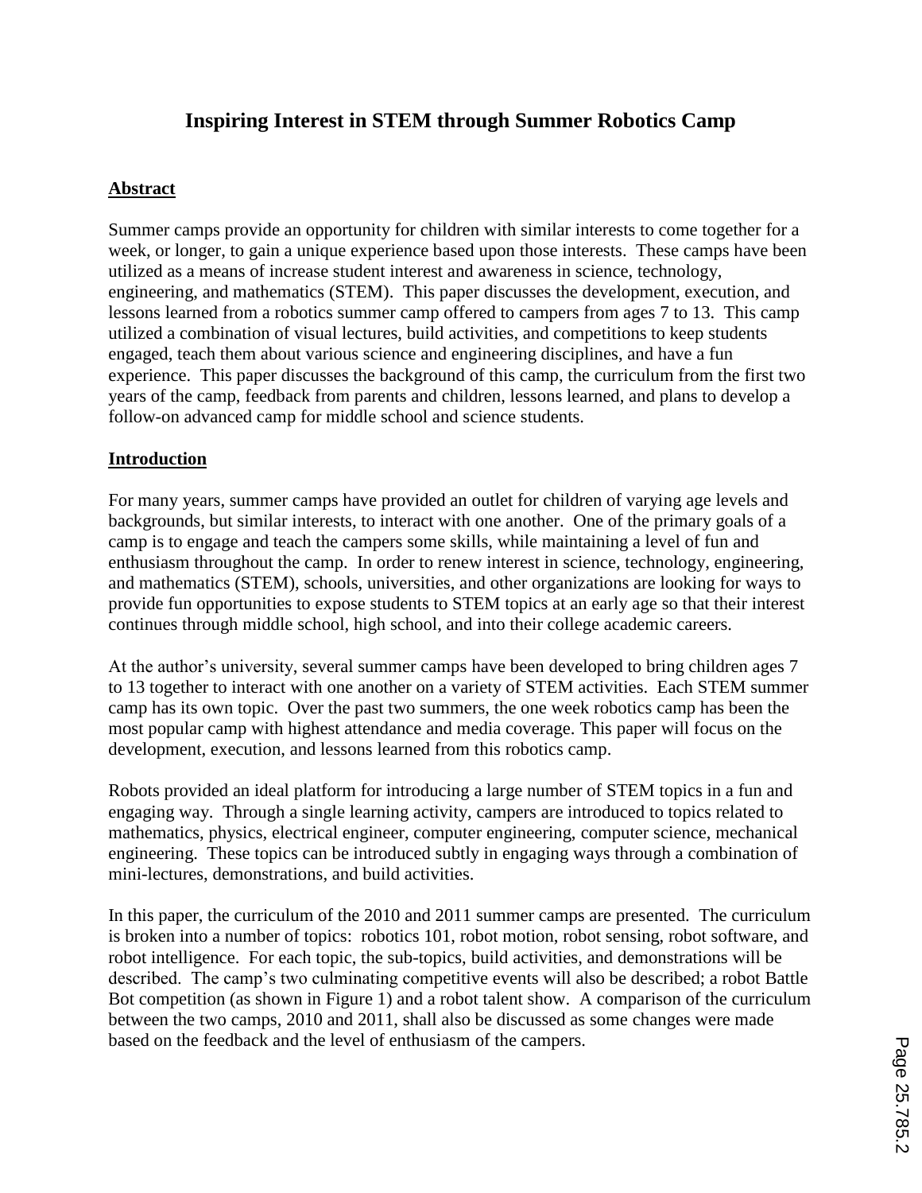# Inspiring Interest in STEM through Summer Robotics Camp

## Abstract

Summer camps provide an opportunity for children with similar interests to come together for a week, or longer, to gain a unique experience based upon those interests. These camps have been utilized as a means of increase student interest and awareness in science, technology, engineering, and mathematics (STEM). This paper discusses the development, execution, and lessons learned from a robotics summer camp offered to campers from ages 7 to 13. This camp utilized a combination of visual lectures, build activities, and competitions to keep students engaged, teach them about various science and engineering disciplines, and have a fun experience. This paper discusses the background of this camp, the curriculum from the first two years of the camp, feedback from parents and children, lessons learned, and plans to develop a follow-on advanced camp for middle school and science students.

## Introduction

For many years, summer camps have provided an outlet for children of varying age levels and backgrounds, but similar interests, to interact with one another. One of the primary goals of a camp is to engage and teach the campers some skills, while maintaining a level of fun and enthusiasm throughout the camp. In order to renew interest in science, technology, engineering, and mathematics (STEM), schools, universities, and other organizations are looking for ways to provide fun opportunities to expose students to STEM topics at an early age so that their interest continues through middle school, high school, and into their college academic careers.

At the author's university, several summer camps have been developed to bring children ages 7 to 13 together to interact with one another on a variety of STEM activities. Each STEM summer camp has its own topic. Over the past two summers, the one week robotics camp has been the most popular camp with highest attendance and media coverage. This paper will focus on the development, execution, and lessons learned from this robotics camp.

Robots provided an ideal platform for introducing a large number of STEM topics in a fun and engaging way. Through a single learning activity, campers are introduced to topics related to mathematics, physics, electrical engineer, computer engineering, computer science, mechanical engineering. These topics can be introduced subtly in engaging ways through a combination of mini-lectures, demonstrations, and build activities.

In this paper, the curriculum of the 2010 and 2011 summer camps are presented. The curriculum is broken into a number of topics: robotics 101, robot motion, robot sensing, robot software, and robot intelligence. For each topic, the sub-topics, build activities, and demonstrations will be described. The camp's two culminating competitive events will also be described; a robot Battle Bot competition (as shown in Figure 1) and a robot talent show. A comparison of the curriculum between the two camps, 2010 and 2011, shall also be discussed as some changes were made based on the feedback and the level of enthusiasm of the campers.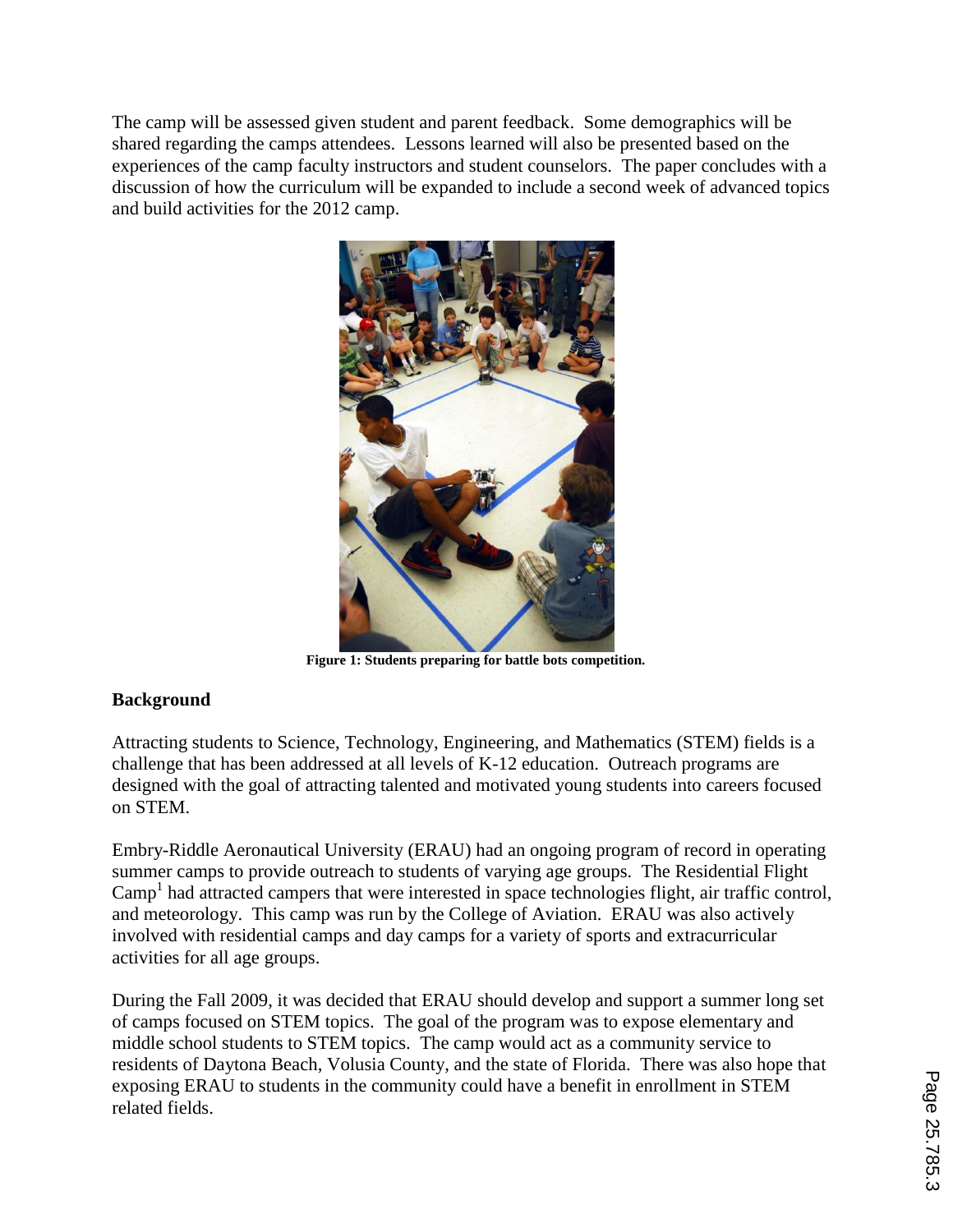The camp will be assessed given student and parent feedback. Some demographics will be shared regarding the camps attendees. Lessons learned will also be presented based on the experiences of the camp faculty instructors and student counselors. The paper concludes with a discussion of how the curriculum will be expanded to include a second week of advanced topics and build activities for the 2012 camp.

**Figure 1: Students preparing for battle bots competition.**

## Background

Attracting students to Science, Technology, Engineering, and Mathematics (STEM) fields is a challenge that has been addressed at all levels of K-12 education. Outreach programs are designed with the goal of attracting talented and motivated young students into careers focused on STEM.

Embry-Riddle Aeronautical University (ERAU) had an ongoing program of record in operating summer camps to provide outreach to students of varying age groups. The Residential Flight Camp[1] had attracted campers that were interested in space technologies flight, air traffic control, and meteorology. This camp was run by the College of Aviation. ERAU was also actively involved with residential camps and day camps for a variety of sports and extracurricular activities for all age groups.

During the Fall 2009, it was decided that ERAU should develop and support a summer long set of camps focused on STEM topics. The goal of the program was to expose elementary and middle school students to STEM topics. The camp would act as a community service to residents of Daytona Beach, Volusia County, and the state of Florida. There was also hope that exposing ERAU to students in the community could have a benefit in enrollment in STEM related fields.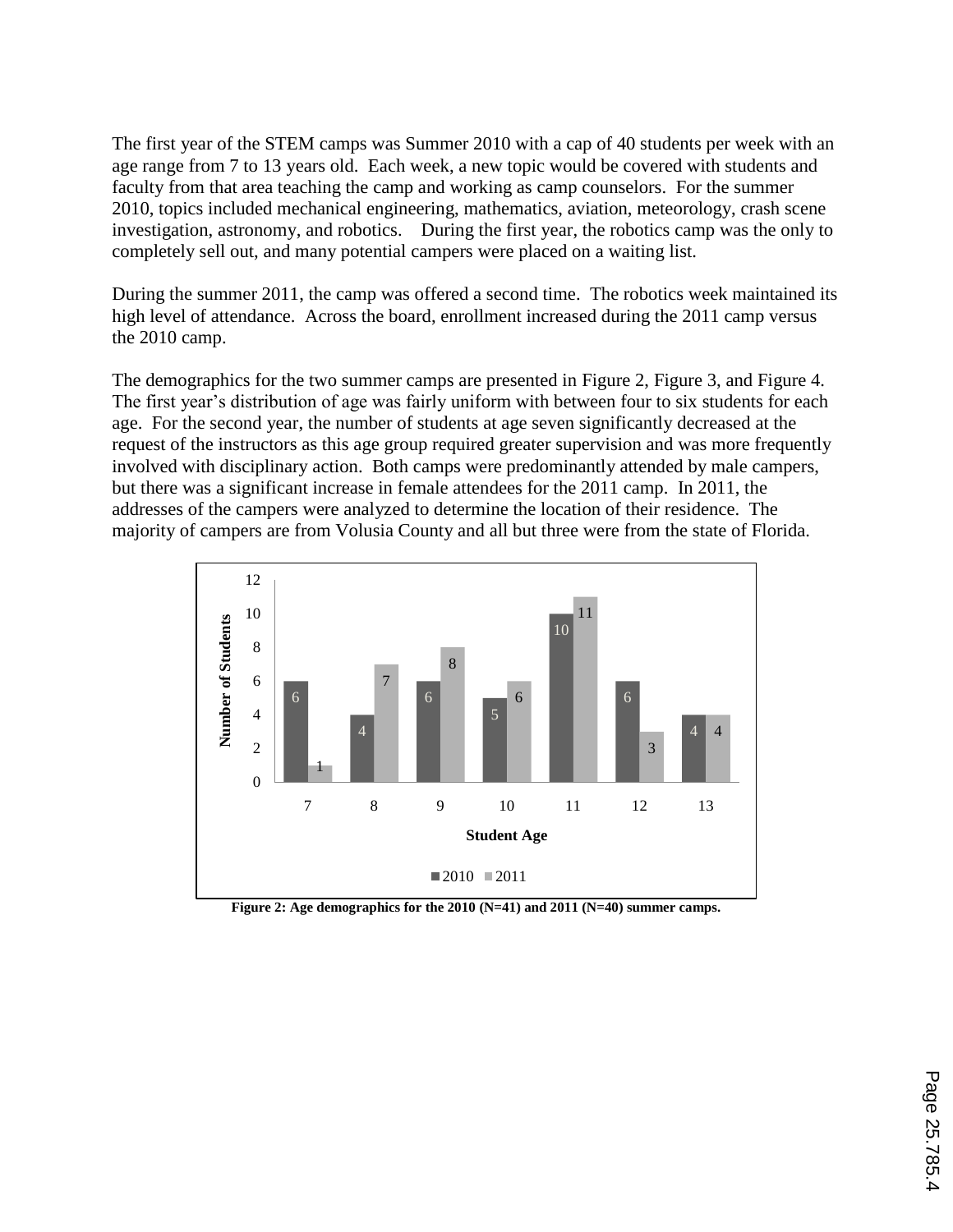The first year of the STEM camps was Summer 2010 with a cap of 40 students per week with an age range from 7 to 13 years old. Each week, a new topic would be covered with students and faculty from that area teaching the camp and working as camp counselors. For the summer 2010, topics included mechanical engineering, mathematics, aviation, meteorology, crash scene investigation, astronomy, and robotics. During the first year, the robotics camp was the only to completely sell out, and many potential campers were placed on a waiting list.

During the summer 2011, the camp was offered a second time. The robotics week maintained its high level of attendance. Across the board, enrollment increased during the 2011 camp versus the 2010 camp.

The demographics for the two summer camps are presented in Figure 2, Figure 3, and Figure 4. The first year's distribution of age was fairly uniform with between four to six students for each age. For the second year, the number of students at age seven significantly decreased at the request of the instructors as this age group required greater supervision and was more frequently involved with disciplinary action. Both camps were predominantly attended by male campers, but there was a significant increase in female attendees for the 2011 camp. In 2011, the addresses of the campers were analyzed to determine the location of their residence. The majority of campers are from Volusia County and all but three were from the state of Florida.

| Student Age | 2010 | 2011 |
|---|---|---|
| 7 | 6 | 1 |
| 8 | 4 | 7 |
| 9 | 6 | 8 |
| 10 | 5 | 6 |
| 11 | 10 | 11 |
| 12 | 6 | 3 |
| 13 | 4 | 4 |

**Figure 2: Age demographics for the 2010 (N=41) and 2011 (N=40) summer camps.**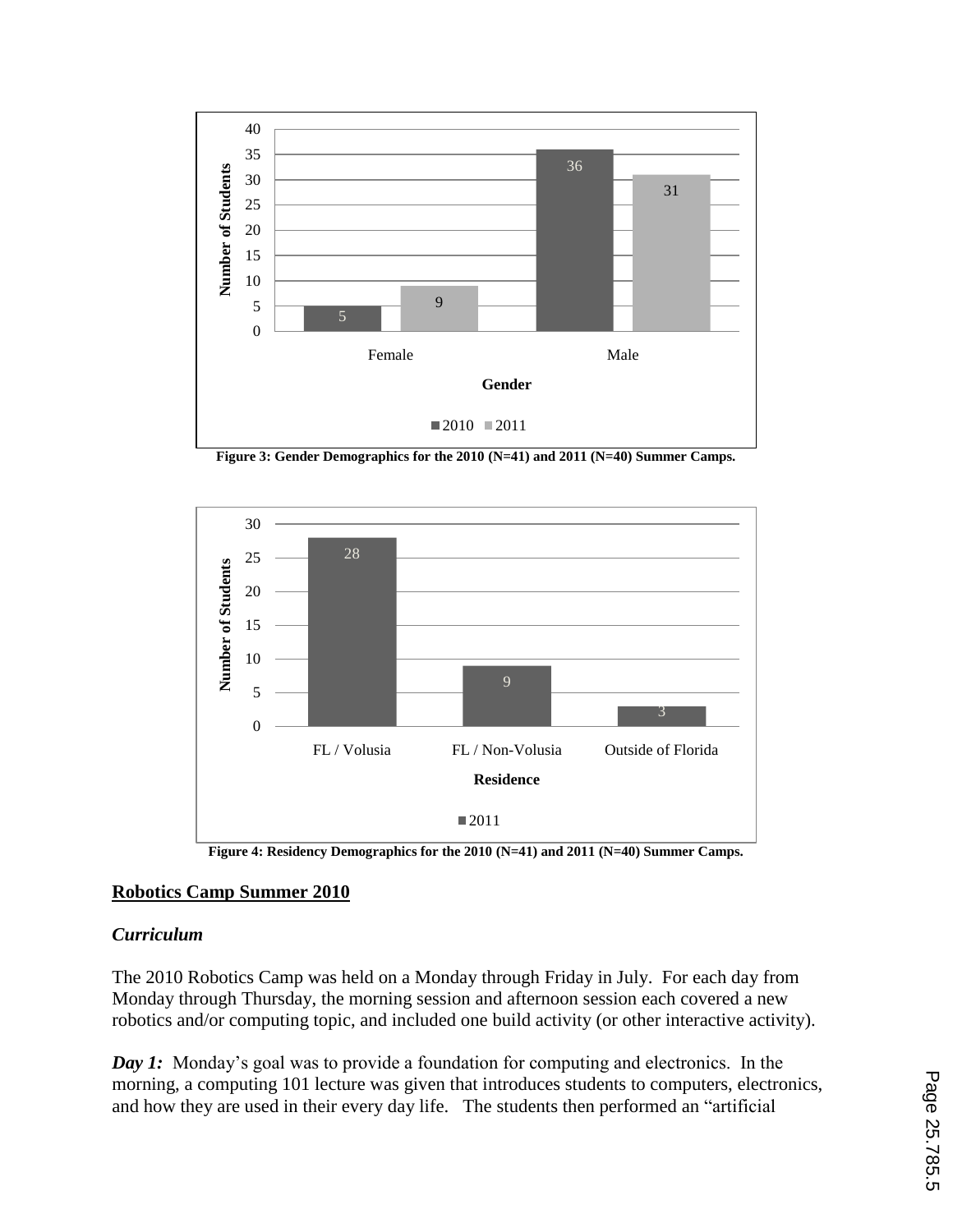Figure 3: Gender Demographics for the 2010 (N=41) and 2011 (N=40) Summer Camps.

Figure 4: Residency Demographics for the 2010 (N=41) and 2011 (N=40) Summer Camps.

## Robotics Camp Summer 2010

### *Curriculum*

The 2010 Robotics Camp was held on a Monday through Friday in July. For each day from Monday through Thursday, the morning session and afternoon session each covered a new robotics and/or computing topic, and included one build activity (or other interactive activity).

***Day 1:*** Monday's goal was to provide a foundation for computing and electronics. In the morning, a computing 101 lecture was given that introduces students to computers, electronics, and how they are used in their every day life. The students then performed an "artificial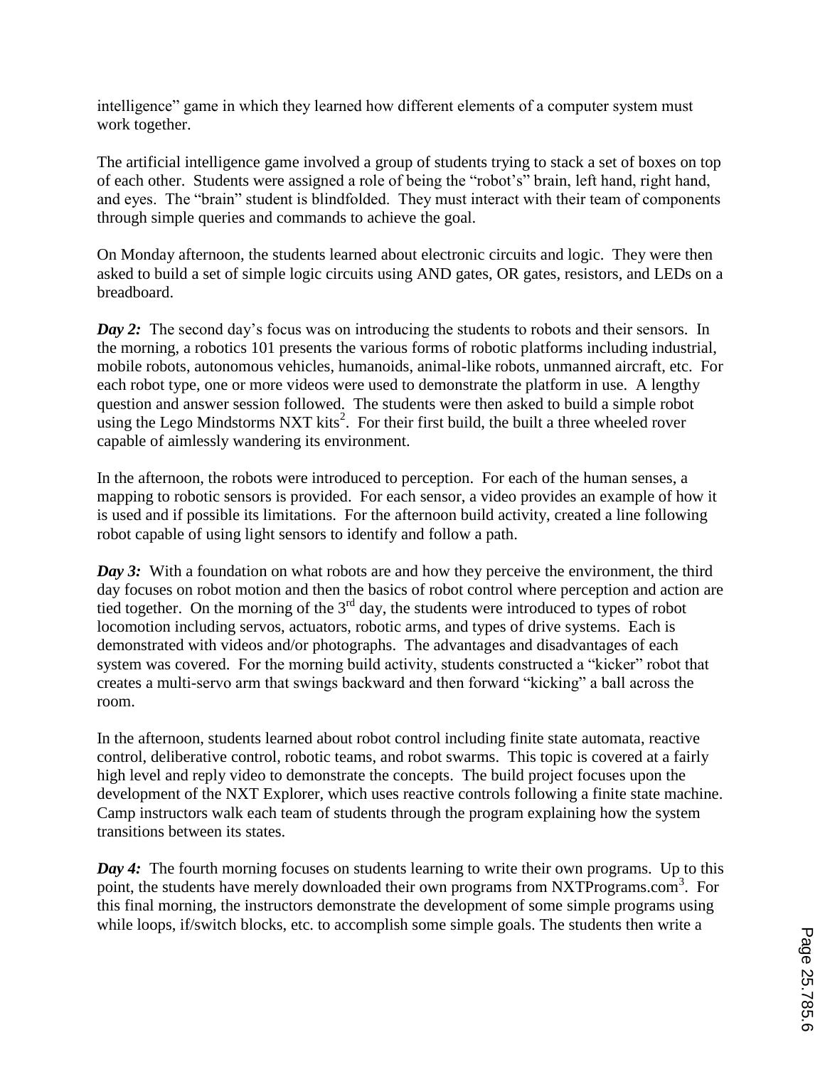intelligence" game in which they learned how different elements of a computer system must work together.

The artificial intelligence game involved a group of students trying to stack a set of boxes on top of each other. Students were assigned a role of being the "robot's" brain, left hand, right hand, and eyes. The "brain" student is blindfolded. They must interact with their team of components through simple queries and commands to achieve the goal.

On Monday afternoon, the students learned about electronic circuits and logic. They were then asked to build a set of simple logic circuits using AND gates, OR gates, resistors, and LEDs on a breadboard.

***Day 2:*** The second day's focus was on introducing the students to robots and their sensors. In the morning, a robotics 101 presents the various forms of robotic platforms including industrial, mobile robots, autonomous vehicles, humanoids, animal-like robots, unmanned aircraft, etc. For each robot type, one or more videos were used to demonstrate the platform in use. A lengthy question and answer session followed. The students were then asked to build a simple robot using the Lego Mindstorms NXT kits[2]. For their first build, the built a three wheeled rover capable of aimlessly wandering its environment.

In the afternoon, the robots were introduced to perception. For each of the human senses, a mapping to robotic sensors is provided. For each sensor, a video provides an example of how it is used and if possible its limitations. For the afternoon build activity, created a line following robot capable of using light sensors to identify and follow a path.

***Day 3:*** With a foundation on what robots are and how they perceive the environment, the third day focuses on robot motion and then the basics of robot control where perception and action are tied together. On the morning of the 3rd day, the students were introduced to types of robot locomotion including servos, actuators, robotic arms, and types of drive systems. Each is demonstrated with videos and/or photographs. The advantages and disadvantages of each system was covered. For the morning build activity, students constructed a "kicker" robot that creates a multi-servo arm that swings backward and then forward "kicking" a ball across the room.

In the afternoon, students learned about robot control including finite state automata, reactive control, deliberative control, robotic teams, and robot swarms. This topic is covered at a fairly high level and reply video to demonstrate the concepts. The build project focuses upon the development of the NXT Explorer, which uses reactive controls following a finite state machine. Camp instructors walk each team of students through the program explaining how the system transitions between its states.

***Day 4:*** The fourth morning focuses on students learning to write their own programs. Up to this point, the students have merely downloaded their own programs from NXTPrograms.com[3]. For this final morning, the instructors demonstrate the development of some simple programs using while loops, if/switch blocks, etc. to accomplish some simple goals. The students then write a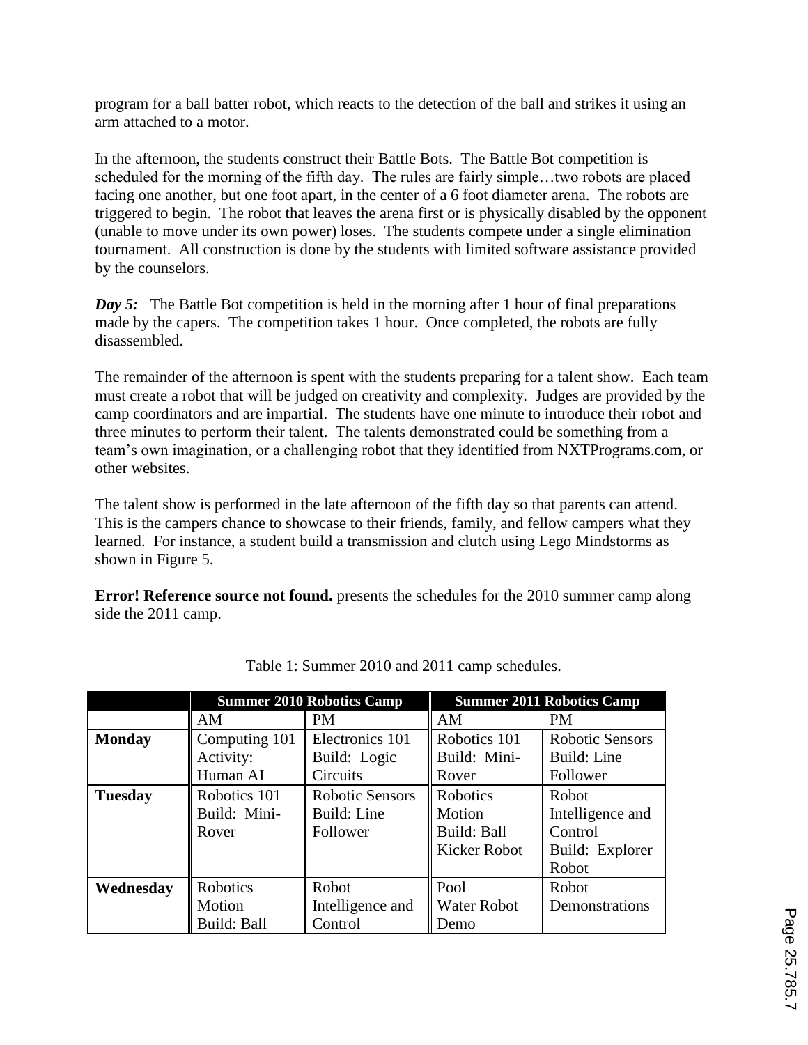program for a ball batter robot, which reacts to the detection of the ball and strikes it using an arm attached to a motor.

In the afternoon, the students construct their Battle Bots. The Battle Bot competition is scheduled for the morning of the fifth day. The rules are fairly simple…two robots are placed facing one another, but one foot apart, in the center of a 6 foot diameter arena. The robots are triggered to begin. The robot that leaves the arena first or is physically disabled by the opponent (unable to move under its own power) loses. The students compete under a single elimination tournament. All construction is done by the students with limited software assistance provided by the counselors.

***Day 5:*** The Battle Bot competition is held in the morning after 1 hour of final preparations made by the capers. The competition takes 1 hour. Once completed, the robots are fully disassembled.

The remainder of the afternoon is spent with the students preparing for a talent show. Each team must create a robot that will be judged on creativity and complexity. Judges are provided by the camp coordinators and are impartial. The students have one minute to introduce their robot and three minutes to perform their talent. The talents demonstrated could be something from a team's own imagination, or a challenging robot that they identified from NXTPrograms.com, or other websites.

The talent show is performed in the late afternoon of the fifth day so that parents can attend. This is the campers chance to showcase to their friends, family, and fellow campers what they learned. For instance, a student build a transmission and clutch using Lego Mindstorms as shown in Figure 5.

**Error! Reference source not found.** presents the schedules for the 2010 summer camp along side the 2011 camp.

Table 1: Summer 2010 and 2011 camp schedules.

| | Summer 2010 Robotics Camp | | Summer 2011 Robotics Camp | |
|---|---|---|---|---|
| | AM | PM | AM | PM |
| **Monday** | Computing 101 Activity: Human AI | Electronics 101 Build: Logic Circuits | Robotics 101 Build: Mini-Rover | Robotic Sensors Build: Line Follower |
| **Tuesday** | Robotics 101 Build: Mini-Rover | Robotic Sensors Build: Line Follower | Robotics Motion Build: Ball Kicker Robot | Robot Intelligence and Control Build: Explorer Robot |
| **Wednesday** | Robotics Motion Build: Ball | Robot Intelligence and Control | Pool Water Robot Demo | Robot Demonstrations |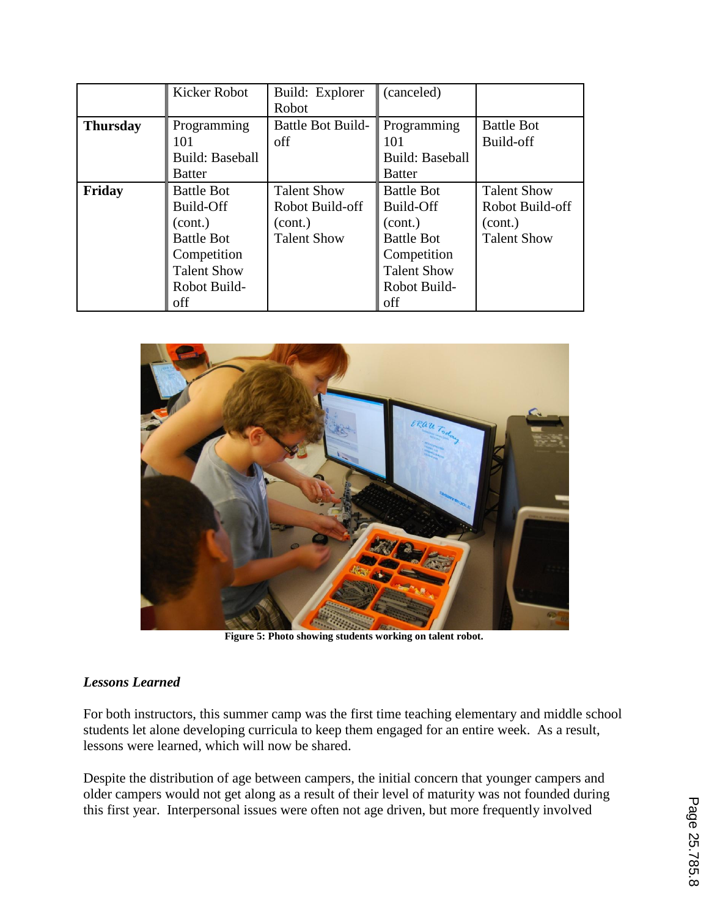|  | Kicker Robot | Build: Explorer Robot | (canceled) |  |
|---|---|---|---|---|
| **Thursday** | Programming 101 Build: Baseball Batter | Battle Bot Build-off | Programming 101 Build: Baseball Batter | Battle Bot Build-off |
| **Friday** | Battle Bot Build-Off (cont.) Battle Bot Competition Talent Show Robot Build-off | Talent Show Robot Build-off (cont.) Talent Show | Battle Bot Build-Off (cont.) Battle Bot Competition Talent Show Robot Build-off | Talent Show Robot Build-off (cont.) Talent Show |

**Figure 5: Photo showing students working on talent robot.**

### *Lessons Learned*

For both instructors, this summer camp was the first time teaching elementary and middle school students let alone developing curricula to keep them engaged for an entire week. As a result, lessons were learned, which will now be shared.

Despite the distribution of age between campers, the initial concern that younger campers and older campers would not get along as a result of their level of maturity was not founded during this first year. Interpersonal issues were often not age driven, but more frequently involved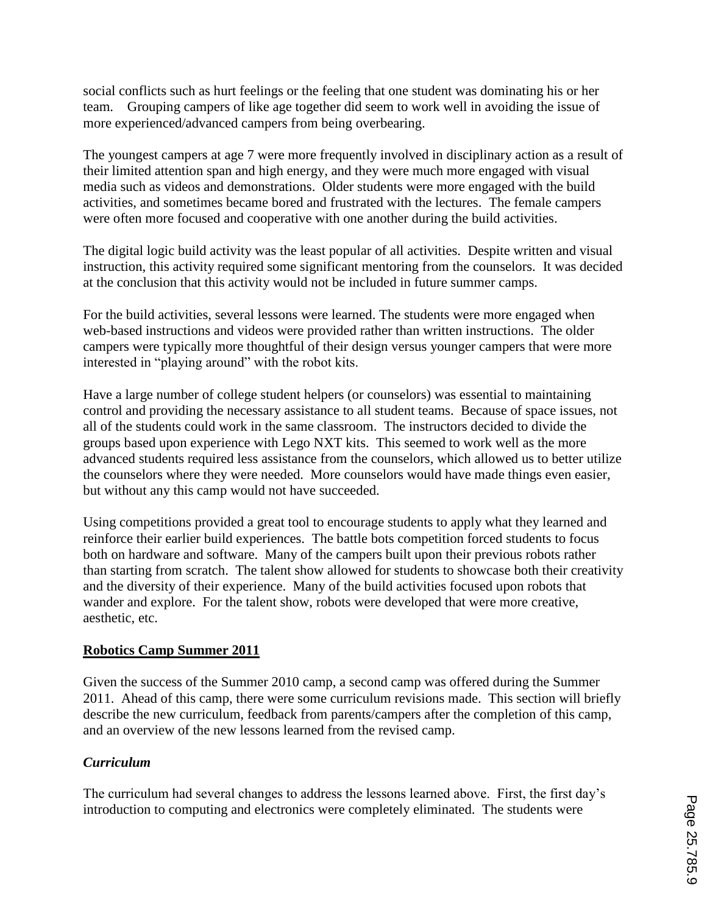social conflicts such as hurt feelings or the feeling that one student was dominating his or her team. Grouping campers of like age together did seem to work well in avoiding the issue of more experienced/advanced campers from being overbearing.

The youngest campers at age 7 were more frequently involved in disciplinary action as a result of their limited attention span and high energy, and they were much more engaged with visual media such as videos and demonstrations. Older students were more engaged with the build activities, and sometimes became bored and frustrated with the lectures. The female campers were often more focused and cooperative with one another during the build activities.

The digital logic build activity was the least popular of all activities. Despite written and visual instruction, this activity required some significant mentoring from the counselors. It was decided at the conclusion that this activity would not be included in future summer camps.

For the build activities, several lessons were learned. The students were more engaged when web-based instructions and videos were provided rather than written instructions. The older campers were typically more thoughtful of their design versus younger campers that were more interested in "playing around" with the robot kits.

Have a large number of college student helpers (or counselors) was essential to maintaining control and providing the necessary assistance to all student teams. Because of space issues, not all of the students could work in the same classroom. The instructors decided to divide the groups based upon experience with Lego NXT kits. This seemed to work well as the more advanced students required less assistance from the counselors, which allowed us to better utilize the counselors where they were needed. More counselors would have made things even easier, but without any this camp would not have succeeded.

Using competitions provided a great tool to encourage students to apply what they learned and reinforce their earlier build experiences. The battle bots competition forced students to focus both on hardware and software. Many of the campers built upon their previous robots rather than starting from scratch. The talent show allowed for students to showcase both their creativity and the diversity of their experience. Many of the build activities focused upon robots that wander and explore. For the talent show, robots were developed that were more creative, aesthetic, etc.

## Robotics Camp Summer 2011

Given the success of the Summer 2010 camp, a second camp was offered during the Summer 2011. Ahead of this camp, there were some curriculum revisions made. This section will briefly describe the new curriculum, feedback from parents/campers after the completion of this camp, and an overview of the new lessons learned from the revised camp.

### *Curriculum*

The curriculum had several changes to address the lessons learned above. First, the first day's introduction to computing and electronics were completely eliminated. The students were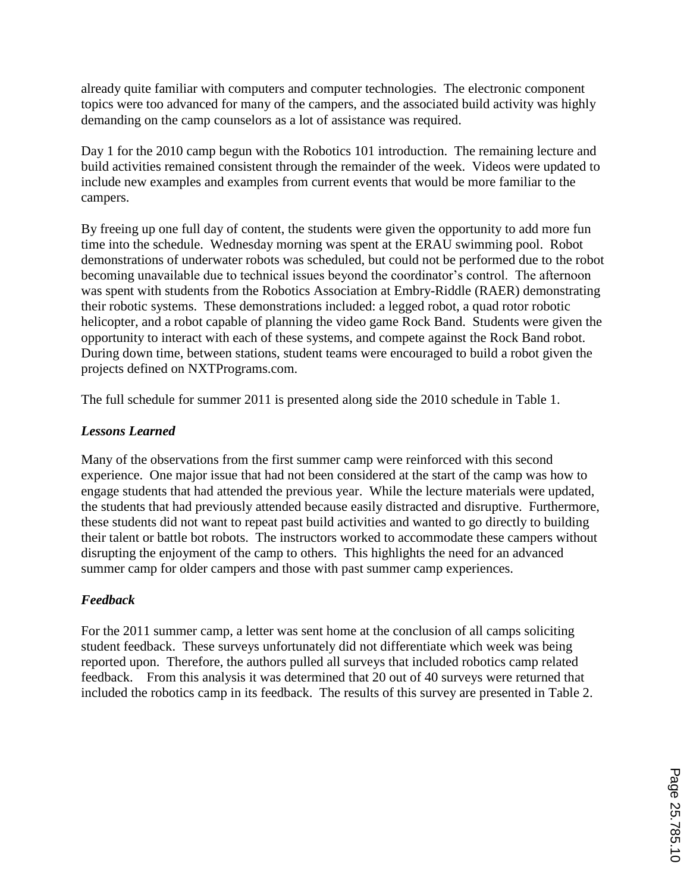already quite familiar with computers and computer technologies. The electronic component topics were too advanced for many of the campers, and the associated build activity was highly demanding on the camp counselors as a lot of assistance was required.

Day 1 for the 2010 camp begun with the Robotics 101 introduction. The remaining lecture and build activities remained consistent through the remainder of the week. Videos were updated to include new examples and examples from current events that would be more familiar to the campers.

By freeing up one full day of content, the students were given the opportunity to add more fun time into the schedule. Wednesday morning was spent at the ERAU swimming pool. Robot demonstrations of underwater robots was scheduled, but could not be performed due to the robot becoming unavailable due to technical issues beyond the coordinator's control. The afternoon was spent with students from the Robotics Association at Embry-Riddle (RAER) demonstrating their robotic systems. These demonstrations included: a legged robot, a quad rotor robotic helicopter, and a robot capable of planning the video game Rock Band. Students were given the opportunity to interact with each of these systems, and compete against the Rock Band robot. During down time, between stations, student teams were encouraged to build a robot given the projects defined on NXTPrograms.com.

The full schedule for summer 2011 is presented along side the 2010 schedule in Table 1.

### *Lessons Learned*

Many of the observations from the first summer camp were reinforced with this second experience. One major issue that had not been considered at the start of the camp was how to engage students that had attended the previous year. While the lecture materials were updated, the students that had previously attended because easily distracted and disruptive. Furthermore, these students did not want to repeat past build activities and wanted to go directly to building their talent or battle bot robots. The instructors worked to accommodate these campers without disrupting the enjoyment of the camp to others. This highlights the need for an advanced summer camp for older campers and those with past summer camp experiences.

### *Feedback*

For the 2011 summer camp, a letter was sent home at the conclusion of all camps soliciting student feedback. These surveys unfortunately did not differentiate which week was being reported upon. Therefore, the authors pulled all surveys that included robotics camp related feedback. From this analysis it was determined that 20 out of 40 surveys were returned that included the robotics camp in its feedback. The results of this survey are presented in Table 2.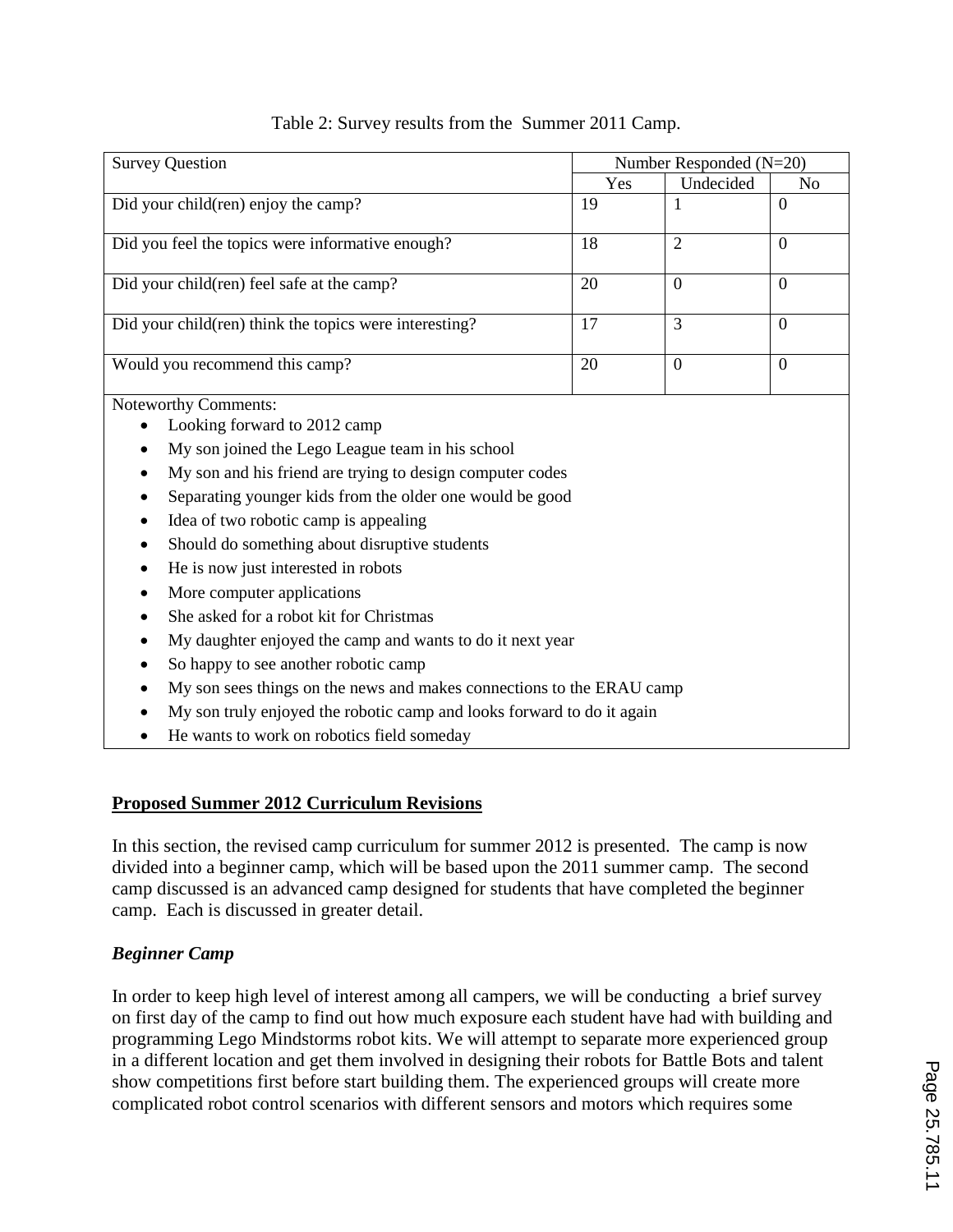Table 2: Survey results from the Summer 2011 Camp.

| Survey Question | Number Responded (N=20) | | |
|---|---|---|---|
| | Yes | Undecided | No |
| Did your child(ren) enjoy the camp? | 19 | 1 | 0 |
| Did you feel the topics were informative enough? | 18 | 2 | 0 |
| Did your child(ren) feel safe at the camp? | 20 | 0 | 0 |
| Did your child(ren) think the topics were interesting? | 17 | 3 | 0 |
| Would you recommend this camp? | 20 | 0 | 0 |

Noteworthy Comments:

- Looking forward to 2012 camp
- My son joined the Lego League team in his school
- My son and his friend are trying to design computer codes
- Separating younger kids from the older one would be good
- Idea of two robotic camp is appealing
- Should do something about disruptive students
- He is now just interested in robots
- More computer applications
- She asked for a robot kit for Christmas
- My daughter enjoyed the camp and wants to do it next year
- So happy to see another robotic camp
- My son sees things on the news and makes connections to the ERAU camp
- My son truly enjoyed the robotic camp and looks forward to do it again
- He wants to work on robotics field someday

## Proposed Summer 2012 Curriculum Revisions

In this section, the revised camp curriculum for summer 2012 is presented. The camp is now divided into a beginner camp, which will be based upon the 2011 summer camp. The second camp discussed is an advanced camp designed for students that have completed the beginner camp. Each is discussed in greater detail.

### *Beginner Camp*

In order to keep high level of interest among all campers, we will be conducting a brief survey on first day of the camp to find out how much exposure each student have had with building and programming Lego Mindstorms robot kits. We will attempt to separate more experienced group in a different location and get them involved in designing their robots for Battle Bots and talent show competitions first before start building them. The experienced groups will create more complicated robot control scenarios with different sensors and motors which requires some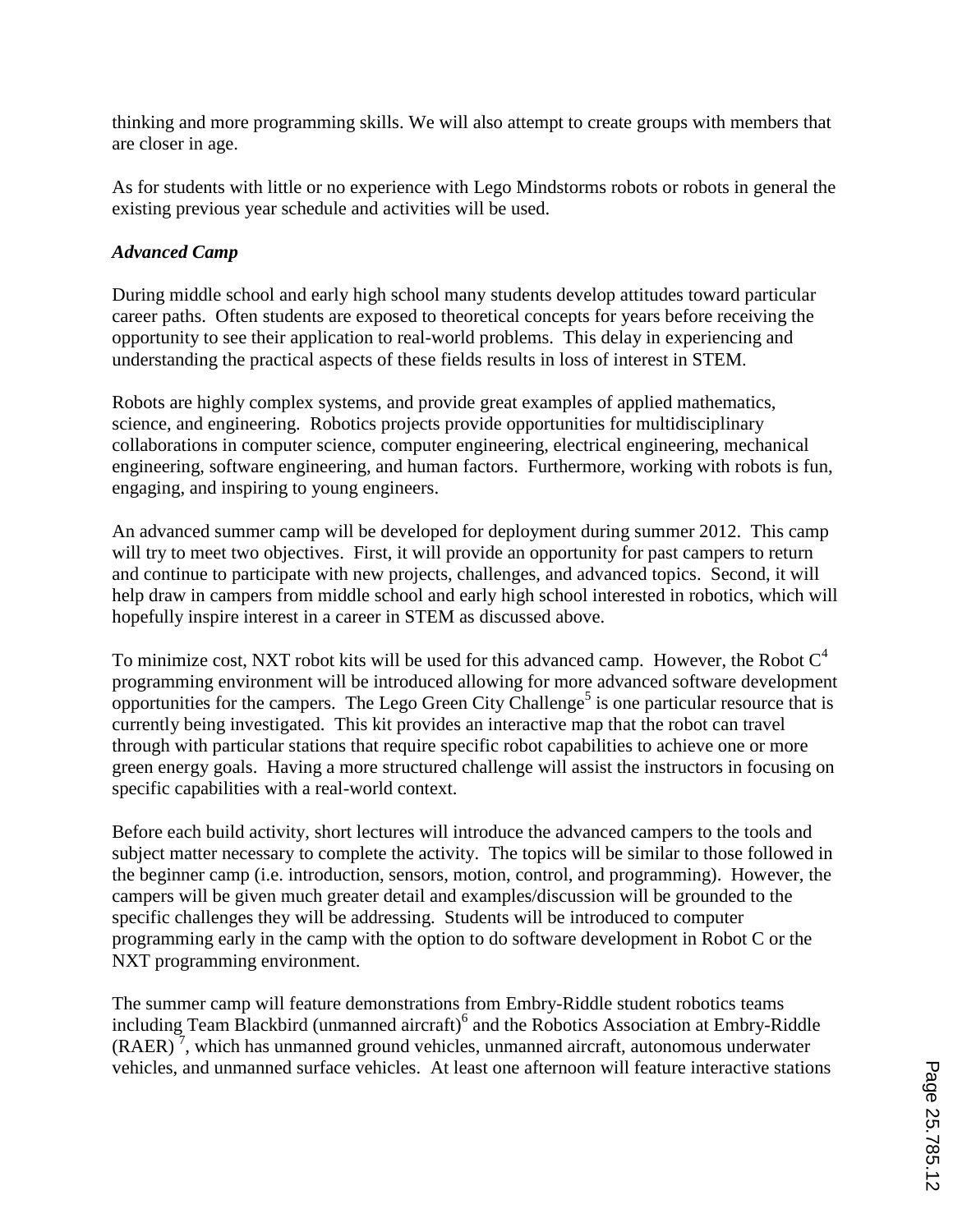thinking and more programming skills. We will also attempt to create groups with members that are closer in age.

As for students with little or no experience with Lego Mindstorms robots or robots in general the existing previous year schedule and activities will be used.

### *Advanced Camp*

During middle school and early high school many students develop attitudes toward particular career paths. Often students are exposed to theoretical concepts for years before receiving the opportunity to see their application to real-world problems. This delay in experiencing and understanding the practical aspects of these fields results in loss of interest in STEM.

Robots are highly complex systems, and provide great examples of applied mathematics, science, and engineering. Robotics projects provide opportunities for multidisciplinary collaborations in computer science, computer engineering, electrical engineering, mechanical engineering, software engineering, and human factors. Furthermore, working with robots is fun, engaging, and inspiring to young engineers.

An advanced summer camp will be developed for deployment during summer 2012. This camp will try to meet two objectives. First, it will provide an opportunity for past campers to return and continue to participate with new projects, challenges, and advanced topics. Second, it will help draw in campers from middle school and early high school interested in robotics, which will hopefully inspire interest in a career in STEM as discussed above.

To minimize cost, NXT robot kits will be used for this advanced camp. However, the Robot C[4] programming environment will be introduced allowing for more advanced software development opportunities for the campers. The Lego Green City Challenge[5] is one particular resource that is currently being investigated. This kit provides an interactive map that the robot can travel through with particular stations that require specific robot capabilities to achieve one or more green energy goals. Having a more structured challenge will assist the instructors in focusing on specific capabilities with a real-world context.

Before each build activity, short lectures will introduce the advanced campers to the tools and subject matter necessary to complete the activity. The topics will be similar to those followed in the beginner camp (i.e. introduction, sensors, motion, control, and programming). However, the campers will be given much greater detail and examples/discussion will be grounded to the specific challenges they will be addressing. Students will be introduced to computer programming early in the camp with the option to do software development in Robot C or the NXT programming environment.

The summer camp will feature demonstrations from Embry-Riddle student robotics teams including Team Blackbird (unmanned aircraft)[6] and the Robotics Association at Embry-Riddle (RAER)[7], which has unmanned ground vehicles, unmanned aircraft, autonomous underwater vehicles, and unmanned surface vehicles. At least one afternoon will feature interactive stations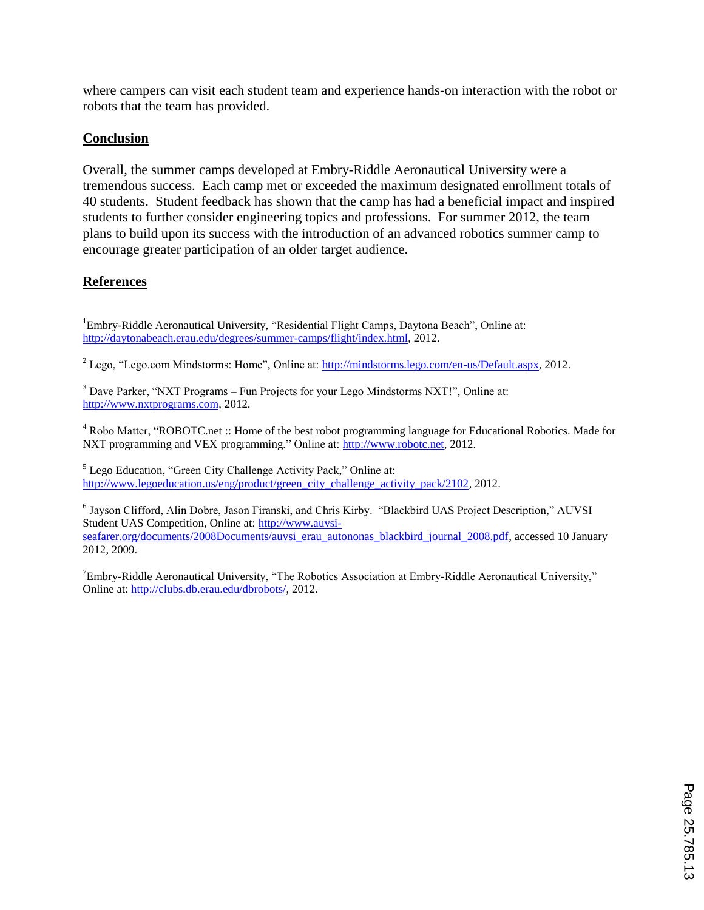where campers can visit each student team and experience hands-on interaction with the robot or robots that the team has provided.

## Conclusion

Overall, the summer camps developed at Embry-Riddle Aeronautical University were a tremendous success. Each camp met or exceeded the maximum designated enrollment totals of 40 students. Student feedback has shown that the camp has had a beneficial impact and inspired students to further consider engineering topics and professions. For summer 2012, the team plans to build upon its success with the introduction of an advanced robotics summer camp to encourage greater participation of an older target audience.

## References

[1]Embry-Riddle Aeronautical University, "Residential Flight Camps, Daytona Beach", Online at: http://daytonabeach.erau.edu/degrees/summer-camps/flight/index.html, 2012.

[2] Lego, "Lego.com Mindstorms: Home", Online at: http://mindstorms.lego.com/en-us/Default.aspx, 2012.

[3] Dave Parker, "NXT Programs – Fun Projects for your Lego Mindstorms NXT!", Online at: http://www.nxtprograms.com, 2012.

[4] Robo Matter, "ROBOTC.net :: Home of the best robot programming language for Educational Robotics. Made for NXT programming and VEX programming." Online at: http://www.robotc.net, 2012.

[5] Lego Education, "Green City Challenge Activity Pack," Online at: http://www.legoeducation.us/eng/product/green_city_challenge_activity_pack/2102, 2012.

[6] Jayson Clifford, Alin Dobre, Jason Firanski, and Chris Kirby. "Blackbird UAS Project Description," AUVSI Student UAS Competition, Online at: http://www.auvsi-seafarer.org/documents/2008Documents/auvsi_erau_autononas_blackbird_journal_2008.pdf, accessed 10 January 2012, 2009.

[7]Embry-Riddle Aeronautical University, "The Robotics Association at Embry-Riddle Aeronautical University," Online at: http://clubs.db.erau.edu/dbrobots/, 2012.